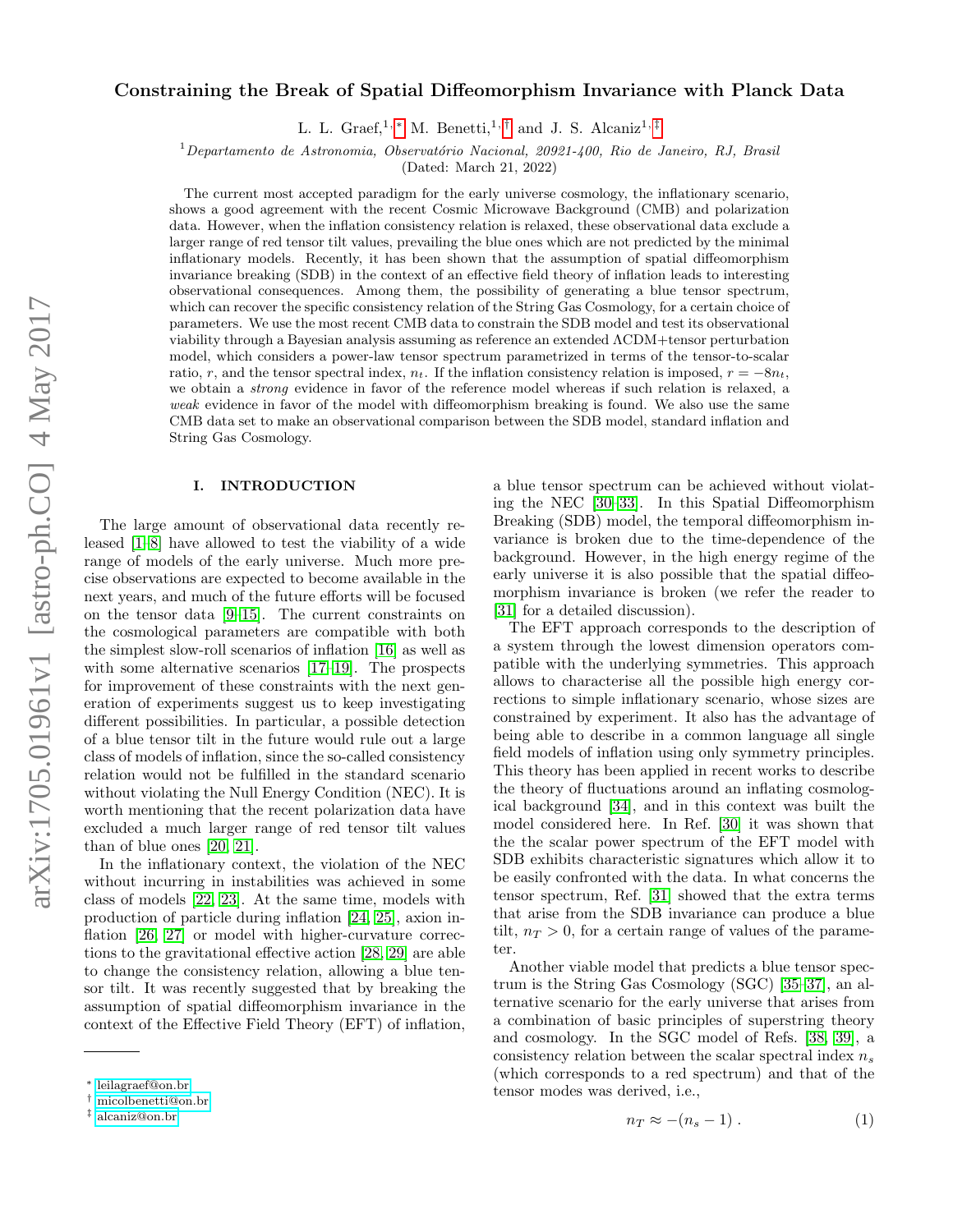# Constraining the Break of Spatial Diffeomorphism Invariance with Planck Data

L. L. Graef,[1,*] M. Benetti,[1,†] and J. S. Alcaniz[1,‡]

[1] *Departamento de Astronomia, Observatório Nacional, 20921-400, Rio de Janeiro, RJ, Brasil*

(Dated: March 21, 2022)

The current most accepted paradigm for the early universe cosmology, the inflationary scenario, shows a good agreement with the recent Cosmic Microwave Background (CMB) and polarization data. However, when the inflation consistency relation is relaxed, these observational data exclude a larger range of red tensor tilt values, prevailing the blue ones which are not predicted by the minimal inflationary models. Recently, it has been shown that the assumption of spatial diffeomorphism invariance breaking (SDB) in the context of an effective field theory of inflation leads to interesting observational consequences. Among them, the possibility of generating a blue tensor spectrum, which can recover the specific consistency relation of the String Gas Cosmology, for a certain choice of parameters. We use the most recent CMB data to constrain the SDB model and test its observational viability through a Bayesian analysis assuming as reference an extended ΛCDM+tensor perturbation model, which considers a power-law tensor spectrum parametrized in terms of the tensor-to-scalar ratio, $r$, and the tensor spectral index, $n_t$. If the inflation consistency relation is imposed, $r = -8n_t$, we obtain a *strong* evidence in favor of the reference model whereas if such relation is relaxed, a *weak* evidence in favor of the model with diffeomorphism breaking is found. We also use the same CMB data set to make an observational comparison between the SDB model, standard inflation and String Gas Cosmology.

## I. INTRODUCTION

The large amount of observational data recently released [1–8] have allowed to test the viability of a wide range of models of the early universe. Much more precise observations are expected to become available in the next years, and much of the future efforts will be focused on the tensor data [9–15]. The current constraints on the cosmological parameters are compatible with both the simplest slow-roll scenarios of inflation [16] as well as with some alternative scenarios [17–19]. The prospects for improvement of these constraints with the next generation of experiments suggest us to keep investigating different possibilities. In particular, a possible detection of a blue tensor tilt in the future would rule out a large class of models of inflation, since the so-called consistency relation would not be fulfilled in the standard scenario without violating the Null Energy Condition (NEC). It is worth mentioning that the recent polarization data have excluded a much larger range of red tensor tilt values than of blue ones [20, 21].

In the inflationary context, the violation of the NEC without incurring in instabilities was achieved in some class of models [22, 23]. At the same time, models with production of particle during inflation [24, 25], axion inflation [26, 27] or model with higher-curvature corrections to the gravitational effective action [28, 29] are able to change the consistency relation, allowing a blue tensor tilt. It was recently suggested that by breaking the assumption of spatial diffeomorphism invariance in the context of the Effective Field Theory (EFT) of inflation, a blue tensor spectrum can be achieved without violating the NEC [30–33]. In this Spatial Diffeomorphism Breaking (SDB) model, the temporal diffeomorphism invariance is broken due to the time-dependence of the background. However, in the high energy regime of the early universe it is also possible that the spatial diffeomorphism invariance is broken (we refer the reader to [31] for a detailed discussion).

The EFT approach corresponds to the description of a system through the lowest dimension operators compatible with the underlying symmetries. This approach allows to characterise all the possible high energy corrections to simple inflationary scenario, whose sizes are constrained by experiment. It also has the advantage of being able to describe in a common language all single field models of inflation using only symmetry principles. This theory has been applied in recent works to describe the theory of fluctuations around an inflating cosmological background [34], and in this context was built the model considered here. In Ref. [30] it was shown that the the scalar power spectrum of the EFT model with SDB exhibits characteristic signatures which allow it to be easily confronted with the data. In what concerns the tensor spectrum, Ref. [31] showed that the extra terms that arise from the SDB invariance can produce a blue tilt, $n_T > 0$, for a certain range of values of the parameter.

Another viable model that predicts a blue tensor spectrum is the String Gas Cosmology (SGC) [35–37], an alternative scenario for the early universe that arises from a combination of basic principles of superstring theory and cosmology. In the SGC model of Refs. [38, 39], a consistency relation between the scalar spectral index $n_s$ (which corresponds to a red spectrum) and that of the tensor modes was derived, i.e.,

$$n_T \approx -(n_s - 1)\ . \tag{1}$$

---

* leilagraef@on.br
† micolbenetti@on.br
‡ alcaniz@on.br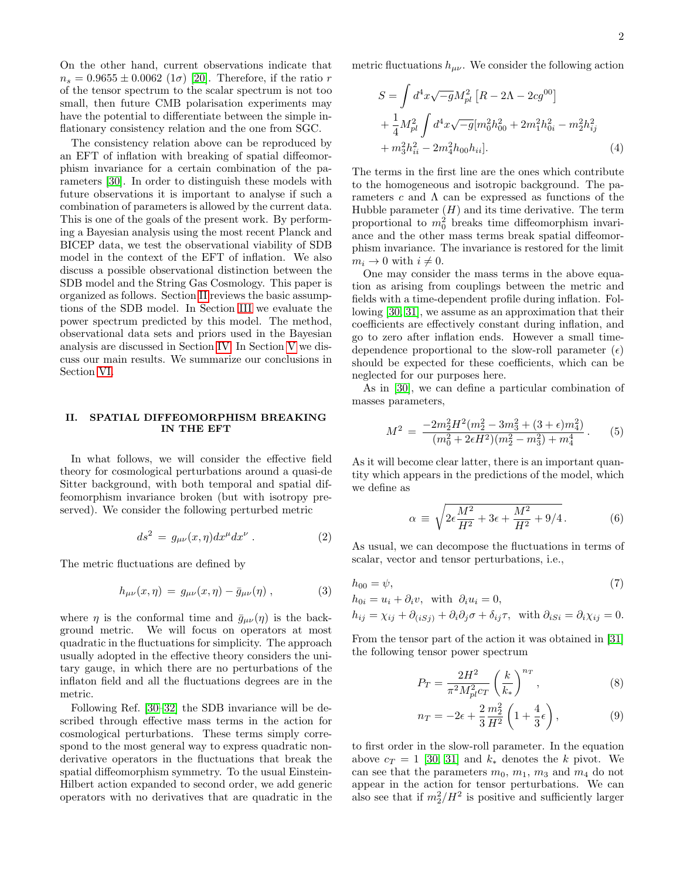On the other hand, current observations indicate that $n_s = 0.9655 \pm 0.0062$ ($1\sigma$) [20]. Therefore, if the ratio $r$ of the tensor spectrum to the scalar spectrum is not too small, then future CMB polarisation experiments may have the potential to differentiate between the simple inflationary consistency relation and the one from SGC.

The consistency relation above can be reproduced by an EFT of inflation with breaking of spatial diffeomorphism invariance for a certain combination of the parameters [30]. In order to distinguish these models with future observations it is important to analyse if such a combination of parameters is allowed by the current data. This is one of the goals of the present work. By performing a Bayesian analysis using the most recent Planck and BICEP data, we test the observational viability of SDB model in the context of the EFT of inflation. We also discuss a possible observational distinction between the SDB model and the String Gas Cosmology. This paper is organized as follows. Section II reviews the basic assumptions of the SDB model. In Section III we evaluate the power spectrum predicted by this model. The method, observational data sets and priors used in the Bayesian analysis are discussed in Section IV. In Section V we discuss our main results. We summarize our conclusions in Section VI.

## II. SPATIAL DIFFEOMORPHISM BREAKING IN THE EFT

In what follows, we will consider the effective field theory for cosmological perturbations around a quasi-de Sitter background, with both temporal and spatial diffeomorphism invariance broken (but with isotropy preserved). We consider the following perturbed metric

$$ds^2 = g_{\mu\nu}(x, \eta) dx^\mu dx^\nu \, . \tag{2}$$

The metric fluctuations are defined by

$$h_{\mu\nu}(x, \eta) = g_{\mu\nu}(x, \eta) - \bar{g}_{\mu\nu}(\eta) \, , \tag{3}$$

where $\eta$ is the conformal time and $\bar{g}_{\mu\nu}(\eta)$ is the background metric. We will focus on operators at most quadratic in the fluctuations for simplicity. The approach usually adopted in the effective theory considers the unitary gauge, in which there are no perturbations of the inflaton field and all the fluctuations degrees are in the metric.

Following Ref. [30–32] the SDB invariance will be described through effective mass terms in the action for cosmological perturbations. These terms simply correspond to the most general way to express quadratic non-derivative operators in the fluctuations that break the spatial diffeomorphism symmetry. To the usual Einstein-Hilbert action expanded to second order, we add generic operators with no derivatives that are quadratic in the metric fluctuations $h_{\mu\nu}$. We consider the following action

$$\begin{aligned}
S = & \int d^4x \sqrt{-g} M_{pl}^2 \left[ R - 2\Lambda - 2c g^{00} \right] \\
& + \frac{1}{4} M_{pl}^2 \int d^4x \sqrt{-g} [m_0^2 h_{00}^2 + 2m_1^2 h_{0i}^2 - m_2^2 h_{ij}^2 \\
& + m_3^2 h_{ii}^2 - 2m_4^2 h_{00} h_{ii}].
\end{aligned} \tag{4}$$

The terms in the first line are the ones which contribute to the homogeneous and isotropic background. The parameters $c$ and $\Lambda$ can be expressed as functions of the Hubble parameter ($H$) and its time derivative. The term proportional to $m_0^2$ breaks time diffeomorphism invariance and the other mass terms break spatial diffeomorphism invariance. The invariance is restored for the limit $m_i \to 0$ with $i \neq 0$.

One may consider the mass terms in the above equation as arising from couplings between the metric and fields with a time-dependent profile during inflation. Following [30, 31], we assume as an approximation that their coefficients are effectively constant during inflation, and go to zero after inflation ends. However a small time-dependence proportional to the slow-roll parameter ($\epsilon$) should be expected for these coefficients, which can be neglected for our purposes here.

As in [30], we can define a particular combination of masses parameters,

$$M^2 = \frac{-2m_2^2 H^2 (m_2^2 - 3m_3^2 + (3+\epsilon) m_4^2)}{(m_0^2 + 2\epsilon H^2)(m_2^2 - m_3^2) + m_4^4} \, . \tag{5}$$

As it will become clear latter, there is an important quantity which appears in the predictions of the model, which we define as

$$\alpha \equiv \sqrt{2\epsilon \frac{M^2}{H^2} + 3\epsilon + \frac{M^2}{H^2} + 9/4} \, . \tag{6}$$

As usual, we can decompose the fluctuations in terms of scalar, vector and tensor perturbations, i.e.,

$$\begin{aligned}
& h_{00} = \psi, \\
& h_{0i} = u_i + \partial_i v, \ \text{ with } \ \partial_i u_i = 0, \\
& h_{ij} = \chi_{ij} + \partial_{(i} S_{j)} + \partial_i \partial_j \sigma + \delta_{ij} \tau, \ \text{ with } \partial_i S_i = \partial_i \chi_{ij} = 0.
\end{aligned} \tag{7}$$

From the tensor part of the action it was obtained in [31] the following tensor power spectrum

$$P_T = \frac{2H^2}{\pi^2 M_{pl}^2 c_T} \left( \frac{k}{k_*} \right)^{n_T} , \tag{8}$$

$$n_T = -2\epsilon + \frac{2}{3} \frac{m_2^2}{H^2} \left( 1 + \frac{4}{3}\epsilon \right) , \tag{9}$$

to first order in the slow-roll parameter. In the equation above $c_T = 1$ [30, 31] and $k_*$ denotes the $k$ pivot. We can see that the parameters $m_0$, $m_1$, $m_3$ and $m_4$ do not appear in the action for tensor perturbations. We can also see that if $m_2^2/H^2$ is positive and sufficiently larger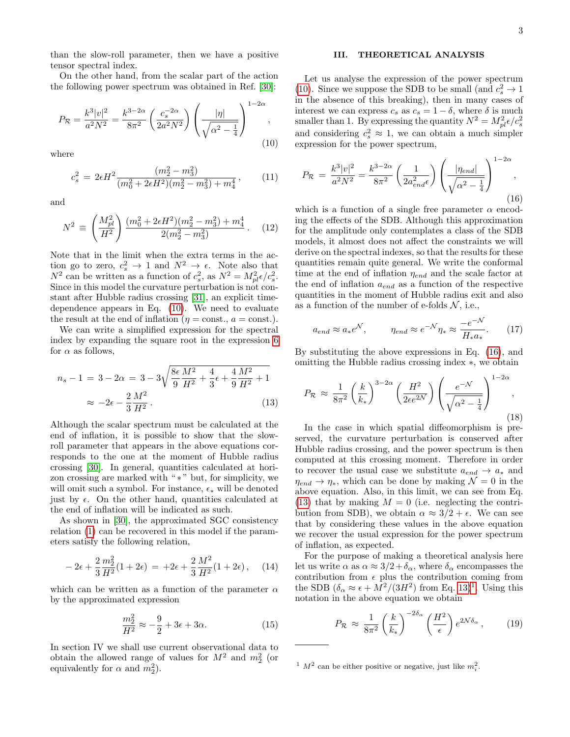than the slow-roll parameter, then we have a positive tensor spectral index.

On the other hand, from the scalar part of the action the following power spectrum was obtained in Ref. [30]:

$$P_{\mathcal{R}} = \frac{k^3|v|^2}{a^2N^2} = \frac{k^{3-2\alpha}}{8\pi^2}\left(\frac{c_s^{-2\alpha}}{2a^2N^2}\right)\left(\frac{|\eta|}{\sqrt{\alpha^2-\frac{1}{4}}}\right)^{1-2\alpha}, \tag{10}$$

where

$$c_s^2 = 2\epsilon H^2 \frac{(m_2^2-m_3^2)}{(m_0^2+2\epsilon H^2)(m_2^2-m_3^2)+m_4^4}, \tag{11}$$

and

$$N^2 \equiv \left(\frac{M_{pl}^2}{H^2}\right)\frac{(m_0^2+2\epsilon H^2)(m_2^2-m_3^2)+m_4^4}{2(m_2^2-m_3^2)}. \tag{12}$$

Note that in the limit when the extra terms in the action go to zero, $c_s^2 \to 1$ and $N^2 \to \epsilon$. Note also that $N^2$ can be written as a function of $c_s^2$, as $N^2 = M_{pl}^2\epsilon/c_s^2$. Since in this model the curvature perturbation is not constant after Hubble radius crossing [31], an explicit time-dependence appears in Eq. (10). We need to evaluate the result at the end of inflation ($\eta =$ const., $a =$ const.).

We can write a simplified expression for the spectral index by expanding the square root in the expression 6 for $\alpha$ as follows,

$$\begin{aligned} n_s - 1 &= 3 - 2\alpha = 3 - 3\sqrt{\frac{8\epsilon}{9}\frac{M^2}{H^2}+\frac{4}{3}\epsilon+\frac{4}{9}\frac{M^2}{H^2}+1} \\ &\approx -2\epsilon - \frac{2}{3}\frac{M^2}{H^2}. \end{aligned} \tag{13}$$

Although the scalar spectrum must be calculated at the end of inflation, it is possible to show that the slow-roll parameter that appears in the above equations corresponds to the one at the moment of Hubble radius crossing [30]. In general, quantities calculated at horizon crossing are marked with "$*$" but, for simplicity, we will omit such a symbol. For instance, $\epsilon_*$ will be denoted just by $\epsilon$. On the other hand, quantities calculated at the end of inflation will be indicated as such.

As shown in [30], the approximated SGC consistency relation (1) can be recovered in this model if the parameters satisfy the following relation,

$$-2\epsilon + \frac{2}{3}\frac{m_2^2}{H^2}(1+2\epsilon) = +2\epsilon + \frac{2}{3}\frac{M^2}{H^2}(1+2\epsilon), \tag{14}$$

which can be written as a function of the parameter $\alpha$ by the approximated expression

$$\frac{m_2^2}{H^2} \approx -\frac{9}{2} + 3\epsilon + 3\alpha. \tag{15}$$

In section IV we shall use current observational data to obtain the allowed range of values for $M^2$ and $m_2^2$ (or equivalently for $\alpha$ and $m_2^2$).

## III. THEORETICAL ANALYSIS

Let us analyse the expression of the power spectrum (10). Since we suppose the SDB to be small (and $c_s^2 \to 1$ in the absence of this breaking), then in many cases of interest we can express $c_s$ as $c_s = 1 - \delta$, where $\delta$ is much smaller than 1. By expressing the quantity $N^2 = M_{pl}^2\epsilon/c_s^2$ and considering $c_s^2 \approx 1$, we can obtain a much simpler expression for the power spectrum,

$$P_{\mathcal{R}} = \frac{k^3|v|^2}{a^2N^2} = \frac{k^{3-2\alpha}}{8\pi^2}\left(\frac{1}{2a_{end}^2\epsilon}\right)\left(\frac{|\eta_{end}|}{\sqrt{\alpha^2-\frac{1}{4}}}\right)^{1-2\alpha}, \tag{16}$$

which is a function of a single free parameter $\alpha$ encoding the effects of the SDB. Although this approximation for the amplitude only contemplates a class of the SDB models, it almost does not affect the constraints we will derive on the spectral indexes, so that the results for these quantities remain quite general. We write the conformal time at the end of inflation $\eta_{end}$ and the scale factor at the end of inflation $a_{end}$ as a function of the respective quantities in the moment of Hubble radius exit and also as a function of the number of e-folds $\mathcal{N}$, i.e.,

$$a_{end} \approx a_* e^{\mathcal{N}}, \qquad \eta_{end} \approx e^{-\mathcal{N}}\eta_* \approx \frac{-e^{-\mathcal{N}}}{H_* a_*}. \tag{17}$$

By substituting the above expressions in Eq. (16), and omitting the Hubble radius crossing index $*$, we obtain

$$P_{\mathcal{R}} \approx \frac{1}{8\pi^2}\left(\frac{k}{k_*}\right)^{3-2\alpha}\left(\frac{H^2}{2\epsilon e^{2\mathcal{N}}}\right)\left(\frac{e^{-\mathcal{N}}}{\sqrt{\alpha^2-\frac{1}{4}}}\right)^{1-2\alpha}, \tag{18}$$

In the case in which spatial diffeomorphism is preserved, the curvature perturbation is conserved after Hubble radius crossing, and the power spectrum is then computed at this crossing moment. Therefore in order to recover the usual case we substitute $a_{end} \to a_*$ and $\eta_{end} \to \eta_*$, which can be done by making $\mathcal{N} = 0$ in the above equation. Also, in this limit, we can see from Eq. (13) that by making $M = 0$ (i.e. neglecting the contribution from SDB), we obtain $\alpha \approx 3/2 + \epsilon$. We can see that by considering these values in the above equation we recover the usual expression for the power spectrum of inflation, as expected.

For the purpose of making a theoretical analysis here let us write $\alpha$ as $\alpha \approx 3/2 + \delta_\alpha$, where $\delta_\alpha$ encompasses the contribution from $\epsilon$ plus the contribution coming from the SDB ($\delta_\alpha \approx \epsilon + M^2/(3H^2)$ from Eq. 13)[1]. Using this notation in the above equation we obtain

$$P_{\mathcal{R}} \approx \frac{1}{8\pi^2}\left(\frac{k}{k_*}\right)^{-2\delta_\alpha}\left(\frac{H^2}{\epsilon}\right)e^{2\mathcal{N}\delta_\alpha}, \tag{19}$$

[1] $M^2$ can be either positive or negative, just like $m_i^2$.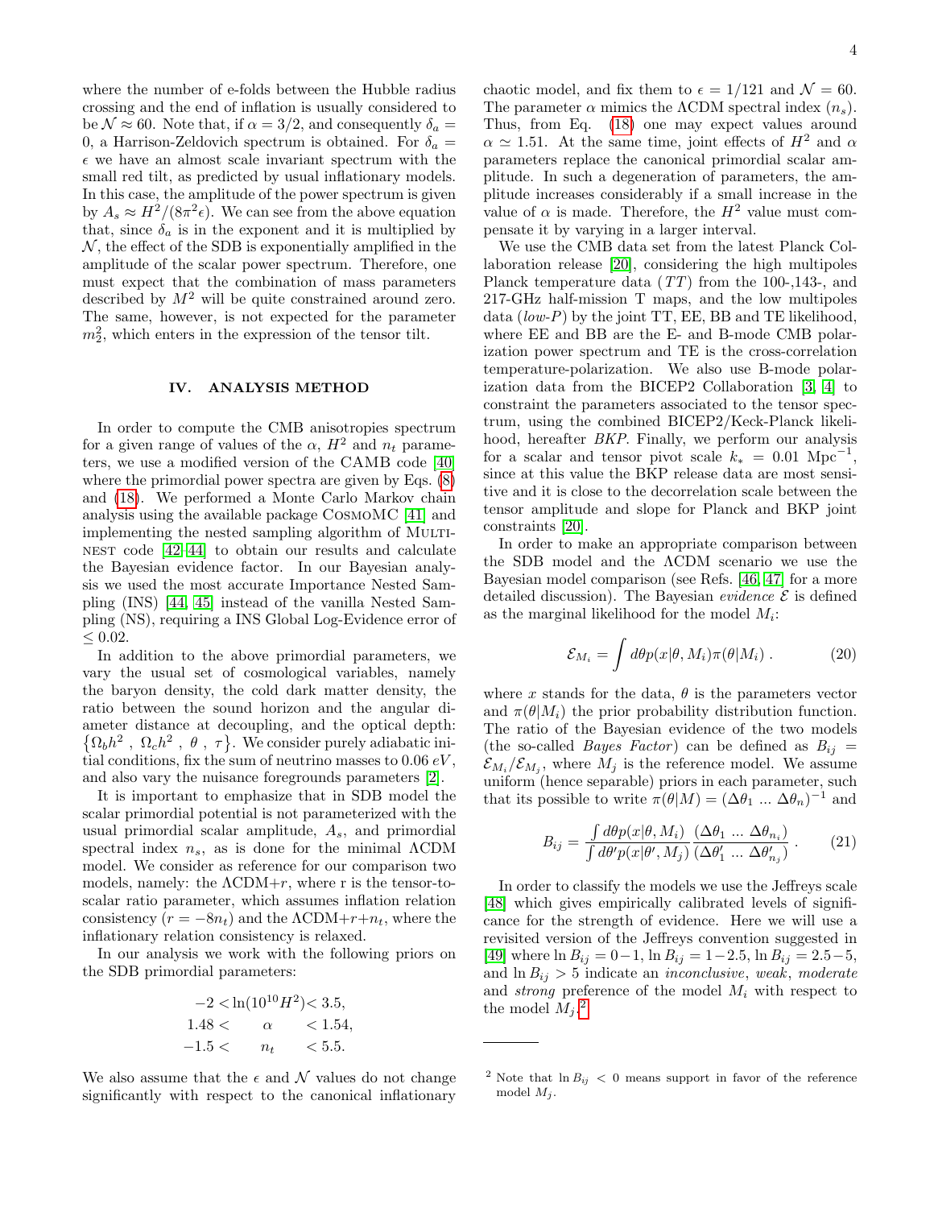where the number of e-folds between the Hubble radius crossing and the end of inflation is usually considered to be $\mathcal{N} \approx 60$. Note that, if $\alpha = 3/2$, and consequently $\delta_a = 0$, a Harrison-Zeldovich spectrum is obtained. For $\delta_a = \epsilon$ we have an almost scale invariant spectrum with the small red tilt, as predicted by usual inflationary models. In this case, the amplitude of the power spectrum is given by $A_s \approx H^2/(8\pi^2\epsilon)$. We can see from the above equation that, since $\delta_a$ is in the exponent and it is multiplied by $\mathcal{N}$, the effect of the SDB is exponentially amplified in the amplitude of the scalar power spectrum. Therefore, one must expect that the combination of mass parameters described by $M^2$ will be quite constrained around zero. The same, however, is not expected for the parameter $m_2^2$, which enters in the expression of the tensor tilt.

## IV. ANALYSIS METHOD

In order to compute the CMB anisotropies spectrum for a given range of values of the $\alpha$, $H^2$ and $n_t$ parameters, we use a modified version of the CAMB code [40] where the primordial power spectra are given by Eqs. (8) and (18). We performed a Monte Carlo Markov chain analysis using the available package CosmoMC [41] and implementing the nested sampling algorithm of MultiNest code [42–44] to obtain our results and calculate the Bayesian evidence factor. In our Bayesian analysis we used the most accurate Importance Nested Sampling (INS) [44, 45] instead of the vanilla Nested Sampling (NS), requiring a INS Global Log-Evidence error of $\leq 0.02$.

In addition to the above primordial parameters, we vary the usual set of cosmological variables, namely the baryon density, the cold dark matter density, the ratio between the sound horizon and the angular diameter distance at decoupling, and the optical depth: $\{\Omega_b h^2 \ , \ \Omega_c h^2 \ , \ \theta \ , \ \tau\}$. We consider purely adiabatic initial conditions, fix the sum of neutrino masses to $0.06\ eV$, and also vary the nuisance foregrounds parameters [2].

It is important to emphasize that in SDB model the scalar primordial potential is not parameterized with the usual primordial scalar amplitude, $A_s$, and primordial spectral index $n_s$, as is done for the minimal ΛCDM model. We consider as reference for our comparison two models, namely: the ΛCDM+$r$, where r is the tensor-to-scalar ratio parameter, which assumes inflation relation consistency ($r = -8n_t$) and the ΛCDM+$r$+$n_t$, where the inflationary relation consistency is relaxed.

In our analysis we work with the following priors on the SDB primordial parameters:

$$
\begin{aligned}
-2 < &\ln(10^{10}H^2) < 3.5, \\
1.48 < &\quad \alpha \quad < 1.54, \\
-1.5 < &\quad n_t \quad < 5.5.
\end{aligned}
$$

We also assume that the $\epsilon$ and $\mathcal{N}$ values do not change significantly with respect to the canonical inflationary chaotic model, and fix them to $\epsilon = 1/121$ and $\mathcal{N} = 60$. The parameter $\alpha$ mimics the ΛCDM spectral index ($n_s$). Thus, from Eq. (18) one may expect values around $\alpha \simeq 1.51$. At the same time, joint effects of $H^2$ and $\alpha$ parameters replace the canonical primordial scalar amplitude. In such a degeneration of parameters, the amplitude increases considerably if a small increase in the value of $\alpha$ is made. Therefore, the $H^2$ value must compensate it by varying in a larger interval.

We use the CMB data set from the latest Planck Collaboration release [20], considering the high multipoles Planck temperature data ($TT$) from the 100-,143-, and 217-GHz half-mission T maps, and the low multipoles data (*low-P*) by the joint TT, EE, BB and TE likelihood, where EE and BB are the E- and B-mode CMB polarization power spectrum and TE is the cross-correlation temperature-polarization. We also use B-mode polarization data from the BICEP2 Collaboration [3, 4] to constraint the parameters associated to the tensor spectrum, using the combined BICEP2/Keck-Planck likelihood, hereafter *BKP*. Finally, we perform our analysis for a scalar and tensor pivot scale $k_* = 0.01\ \text{Mpc}^{-1}$, since at this value the BKP release data are most sensitive and it is close to the decorrelation scale between the tensor amplitude and slope for Planck and BKP joint constraints [20].

In order to make an appropriate comparison between the SDB model and the ΛCDM scenario we use the Bayesian model comparison (see Refs. [46, 47] for a more detailed discussion). The Bayesian *evidence* $\mathcal{E}$ is defined as the marginal likelihood for the model $M_i$:

$$
\mathcal{E}_{M_i} = \int d\theta p(x|\theta, M_i)\pi(\theta|M_i) \ . \tag{20}
$$

where $x$ stands for the data, $\theta$ is the parameters vector and $\pi(\theta|M_i)$ the prior probability distribution function. The ratio of the Bayesian evidence of the two models (the so-called *Bayes Factor*) can be defined as $B_{ij} = \mathcal{E}_{M_i}/\mathcal{E}_{M_j}$, where $M_j$ is the reference model. We assume uniform (hence separable) priors in each parameter, such that its possible to write $\pi(\theta|M) = (\Delta\theta_1 \ ... \ \Delta\theta_n)^{-1}$ and

$$
B_{ij} = \frac{\int d\theta p(x|\theta, M_i)}{\int d\theta' p(x|\theta', M_j)} \frac{(\Delta\theta_1 \ ... \ \Delta\theta_{n_i})}{(\Delta\theta'_1 \ ... \ \Delta\theta'_{n_j})} \ . \tag{21}
$$

In order to classify the models we use the Jeffreys scale [48] which gives empirically calibrated levels of significance for the strength of evidence. Here we will use a revisited version of the Jeffreys convention suggested in [49] where $\ln B_{ij} = 0 - 1$, $\ln B_{ij} = 1 - 2.5$, $\ln B_{ij} = 2.5 - 5$, and $\ln B_{ij} > 5$ indicate an *inconclusive*, *weak*, *moderate* and *strong* preference of the model $M_i$ with respect to the model $M_j$.[2]

---

[2] Note that $\ln B_{ij} < 0$ means support in favor of the reference model $M_j$.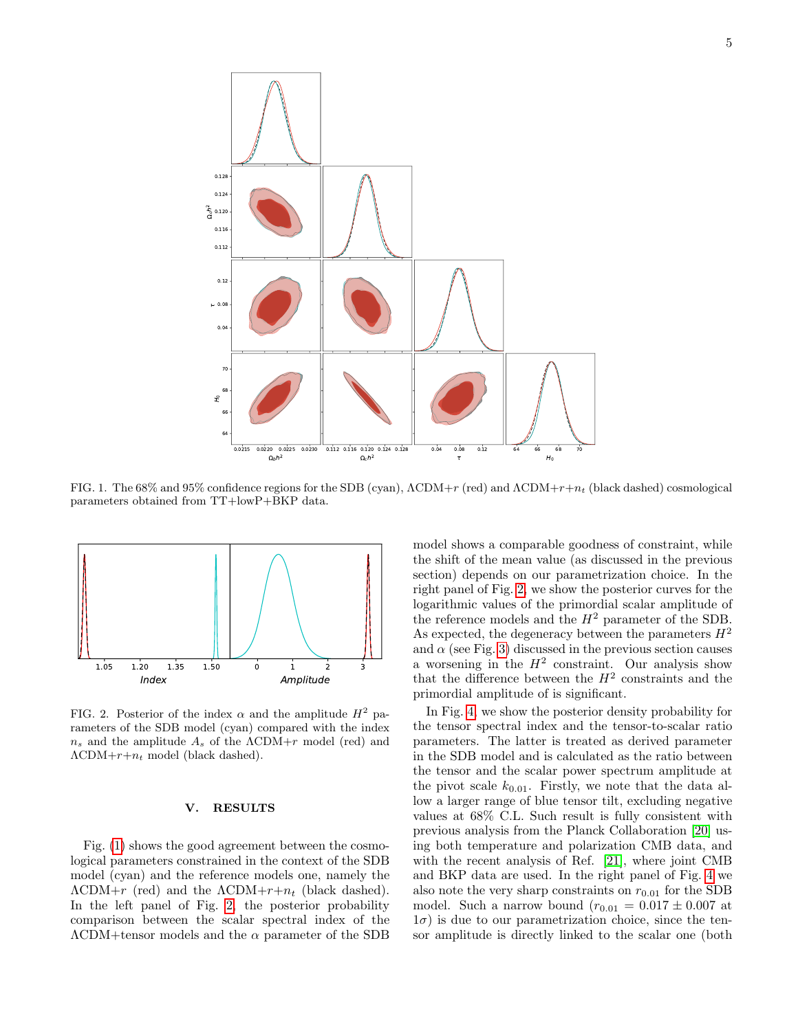FIG. 1. The 68% and 95% confidence regions for the SDB (cyan), ΛCDM+$r$ (red) and ΛCDM+$r$+$n_t$ (black dashed) cosmological parameters obtained from TT+lowP+BKP data.

FIG. 2. Posterior of the index $\alpha$ and the amplitude $H^2$ parameters of the SDB model (cyan) compared with the index $n_s$ and the amplitude $A_s$ of the ΛCDM+$r$ model (red) and ΛCDM+$r$+$n_t$ model (black dashed).

## V. RESULTS

Fig. (1) shows the good agreement between the cosmological parameters constrained in the context of the SDB model (cyan) and the reference models one, namely the ΛCDM+$r$ (red) and the ΛCDM+$r$+$n_t$ (black dashed). In the left panel of Fig. 2, the posterior probability comparison between the scalar spectral index of the ΛCDM+tensor models and the $\alpha$ parameter of the SDB model shows a comparable goodness of constraint, while the shift of the mean value (as discussed in the previous section) depends on our parametrization choice. In the right panel of Fig. 2, we show the posterior curves for the logarithmic values of the primordial scalar amplitude of the reference models and the $H^2$ parameter of the SDB. As expected, the degeneracy between the parameters $H^2$ and $\alpha$ (see Fig. 3) discussed in the previous section causes a worsening in the $H^2$ constraint. Our analysis show that the difference between the $H^2$ constraints and the primordial amplitude of is significant.

In Fig. 4, we show the posterior density probability for the tensor spectral index and the tensor-to-scalar ratio parameters. The latter is treated as derived parameter in the SDB model and is calculated as the ratio between the tensor and the scalar power spectrum amplitude at the pivot scale $k_{0.01}$. Firstly, we note that the data allow a larger range of blue tensor tilt, excluding negative values at 68% C.L. Such result is fully consistent with previous analysis from the Planck Collaboration [20] using both temperature and polarization CMB data, and with the recent analysis of Ref. [21], where joint CMB and BKP data are used. In the right panel of Fig. 4 we also note the very sharp constraints on $r_{0.01}$ for the SDB model. Such a narrow bound ($r_{0.01} = 0.017 \pm 0.007$ at $1\sigma$) is due to our parametrization choice, since the tensor amplitude is directly linked to the scalar one (both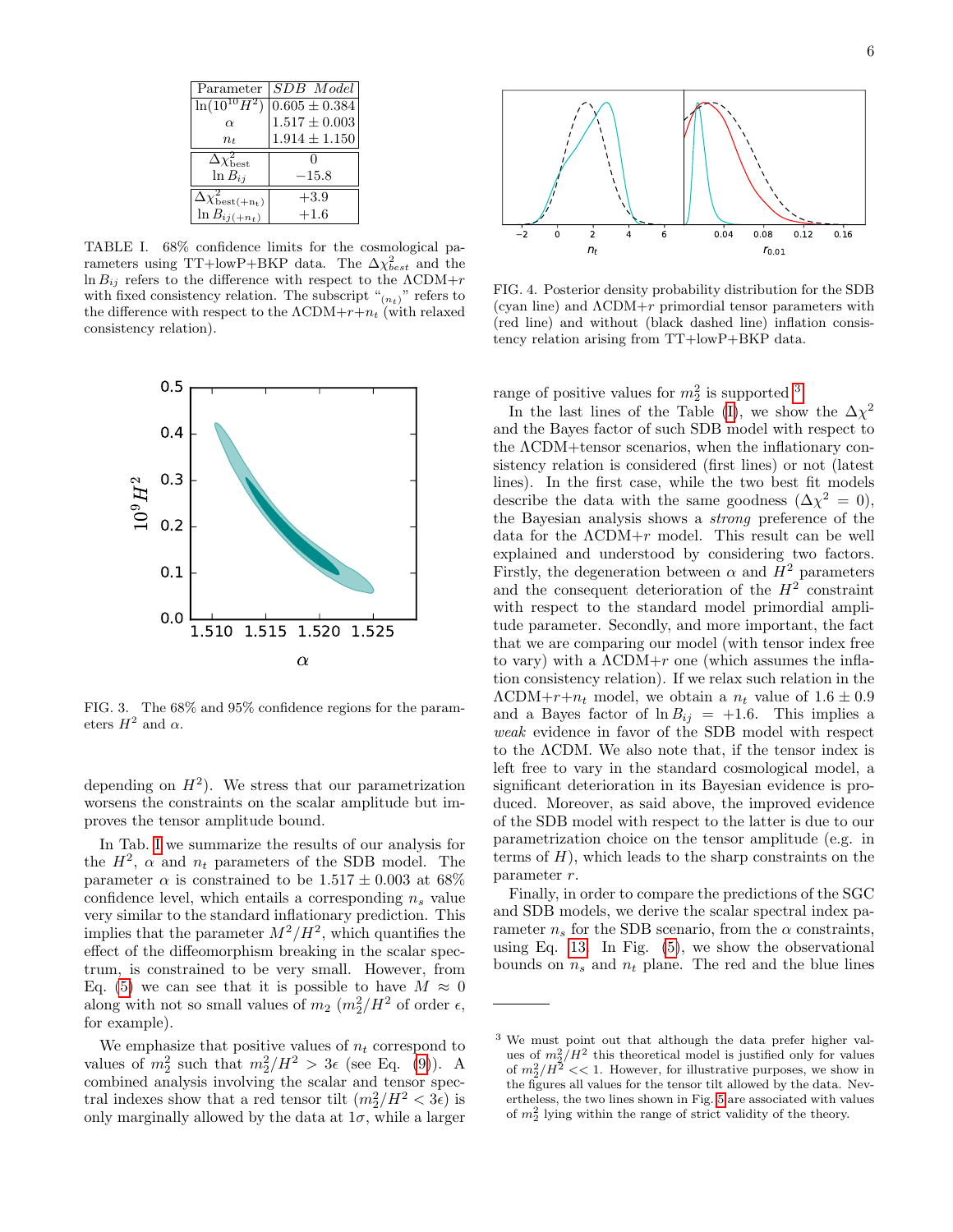| Parameter | *SDB Model* |
|---|---|
| $\ln(10^{10}H^2)$ | $0.605 \pm 0.384$ |
| $\alpha$ | $1.517 \pm 0.003$ |
| $n_t$ | $1.914 \pm 1.150$ |
| $\Delta\chi^2_{\rm best}$ | $0$ |
| $\ln B_{ij}$ | $-15.8$ |
| $\Delta\chi^2_{\rm best(+n_t)}$ | $+3.9$ |
| $\ln B_{ij(+n_t)}$ | $+1.6$ |

TABLE I. 68% confidence limits for the cosmological parameters using TT+lowP+BKP data. The $\Delta\chi^2_{best}$ and the $\ln B_{ij}$ refers to the difference with respect to the ΛCDM+$r$ with fixed consistency relation. The subscript "$_{(n_t)}$" refers to the difference with respect to the ΛCDM+$r$+$n_t$ (with relaxed consistency relation).

FIG. 3. The 68% and 95% confidence regions for the parameters $H^2$ and $\alpha$.

depending on $H^2$). We stress that our parametrization worsens the constraints on the scalar amplitude but improves the tensor amplitude bound.

In Tab. I we summarize the results of our analysis for the $H^2$, $\alpha$ and $n_t$ parameters of the SDB model. The parameter $\alpha$ is constrained to be $1.517 \pm 0.003$ at 68% confidence level, which entails a corresponding $n_s$ value very similar to the standard inflationary prediction. This implies that the parameter $M^2/H^2$, which quantifies the effect of the diffeomorphism breaking in the scalar spectrum, is constrained to be very small. However, from Eq. (5) we can see that it is possible to have $M \approx 0$ along with not so small values of $m_2$ ($m_2^2/H^2$ of order $\epsilon$, for example).

We emphasize that positive values of $n_t$ correspond to values of $m_2^2$ such that $m_2^2/H^2 > 3\epsilon$ (see Eq. (9)). A combined analysis involving the scalar and tensor spectral indexes show that a red tensor tilt ($m_2^2/H^2 < 3\epsilon$) is only marginally allowed by the data at $1\sigma$, while a larger range of positive values for $m_2^2$ is supported [3].

FIG. 4. Posterior density probability distribution for the SDB (cyan line) and ΛCDM+$r$ primordial tensor parameters with (red line) and without (black dashed line) inflation consistency relation arising from TT+lowP+BKP data.

In the last lines of the Table (I), we show the $\Delta\chi^2$ and the Bayes factor of such SDB model with respect to the ΛCDM+tensor scenarios, when the inflationary consistency relation is considered (first lines) or not (latest lines). In the first case, while the two best fit models describe the data with the same goodness ($\Delta\chi^2 = 0$), the Bayesian analysis shows a *strong* preference of the data for the ΛCDM+$r$ model. This result can be well explained and understood by considering two factors. Firstly, the degeneration between $\alpha$ and $H^2$ parameters and the consequent deterioration of the $H^2$ constraint with respect to the standard model primordial amplitude parameter. Secondly, and more important, the fact that we are comparing our model (with tensor index free to vary) with a ΛCDM+$r$ one (which assumes the inflation consistency relation). If we relax such relation in the ΛCDM+$r$+$n_t$ model, we obtain a $n_t$ value of $1.6 \pm 0.9$ and a Bayes factor of $\ln B_{ij} = +1.6$. This implies a *weak* evidence in favor of the SDB model with respect to the ΛCDM. We also note that, if the tensor index is left free to vary in the standard cosmological model, a significant deterioration in its Bayesian evidence is produced. Moreover, as said above, the improved evidence of the SDB model with respect to the latter is due to our parametrization choice on the tensor amplitude (e.g. in terms of $H$), which leads to the sharp constraints on the parameter $r$.

Finally, in order to compare the predictions of the SGC and SDB models, we derive the scalar spectral index parameter $n_s$ for the SDB scenario, from the $\alpha$ constraints, using Eq. 13. In Fig. (5), we show the observational bounds on $n_s$ and $n_t$ plane. The red and the blue lines

[3] We must point out that although the data prefer higher values of $m_2^2/H^2$ this theoretical model is justified only for values of $m_2^2/H^2 << 1$. However, for illustrative purposes, we show in the figures all values for the tensor tilt allowed by the data. Nevertheless, the two lines shown in Fig. 5 are associated with values of $m_2^2$ lying within the range of strict validity of the theory.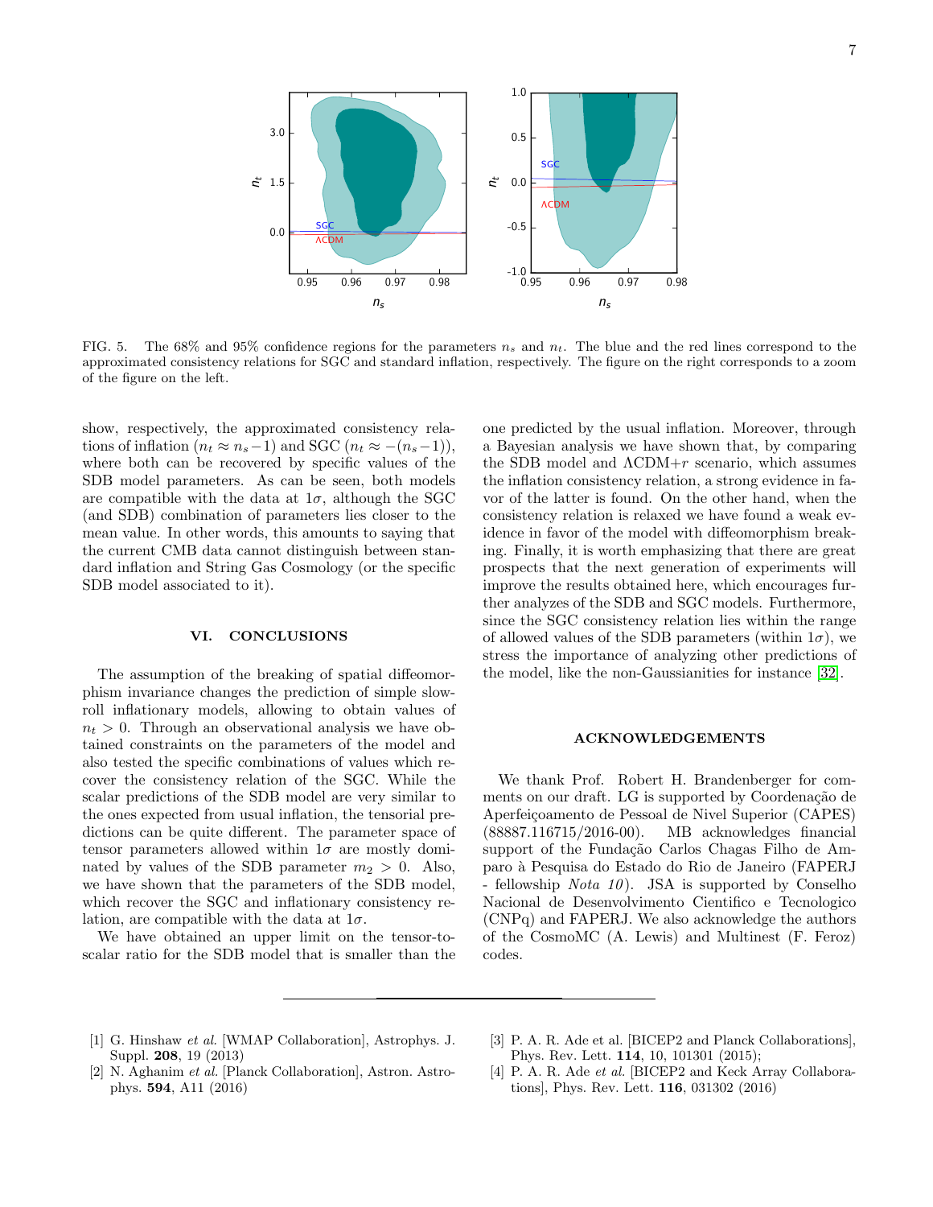FIG. 5. The 68% and 95% confidence regions for the parameters $n_s$ and $n_t$. The blue and the red lines correspond to the approximated consistency relations for SGC and standard inflation, respectively. The figure on the right corresponds to a zoom of the figure on the left.

show, respectively, the approximated consistency relations of inflation ($n_t \approx n_s - 1$) and SGC ($n_t \approx -(n_s - 1)$), where both can be recovered by specific values of the SDB model parameters. As can be seen, both models are compatible with the data at $1\sigma$, although the SGC (and SDB) combination of parameters lies closer to the mean value. In other words, this amounts to saying that the current CMB data cannot distinguish between standard inflation and String Gas Cosmology (or the specific SDB model associated to it).

## VI. CONCLUSIONS

The assumption of the breaking of spatial diffeomorphism invariance changes the prediction of simple slow-roll inflationary models, allowing to obtain values of $n_t > 0$. Through an observational analysis we have obtained constraints on the parameters of the model and also tested the specific combinations of values which recover the consistency relation of the SGC. While the scalar predictions of the SDB model are very similar to the ones expected from usual inflation, the tensorial predictions can be quite different. The parameter space of tensor parameters allowed within $1\sigma$ are mostly dominated by values of the SDB parameter $m_2 > 0$. Also, we have shown that the parameters of the SDB model, which recover the SGC and inflationary consistency relation, are compatible with the data at $1\sigma$.

We have obtained an upper limit on the tensor-to-scalar ratio for the SDB model that is smaller than the one predicted by the usual inflation. Moreover, through a Bayesian analysis we have shown that, by comparing the SDB model and $\Lambda$CDM+$r$ scenario, which assumes the inflation consistency relation, a strong evidence in favor of the latter is found. On the other hand, when the consistency relation is relaxed we have found a weak evidence in favor of the model with diffeomorphism breaking. Finally, it is worth emphasizing that there are great prospects that the next generation of experiments will improve the results obtained here, which encourages further analyzes of the SDB and SGC models. Furthermore, since the SGC consistency relation lies within the range of allowed values of the SDB parameters (within $1\sigma$), we stress the importance of analyzing other predictions of the model, like the non-Gaussianities for instance [32].

## ACKNOWLEDGEMENTS

We thank Prof. Robert H. Brandenberger for comments on our draft. LG is supported by Coordenação de Aperfeiçoamento de Pessoal de Nivel Superior (CAPES) (88887.116715/2016-00). MB acknowledges financial support of the Fundação Carlos Chagas Filho de Amparo à Pesquisa do Estado do Rio de Janeiro (FAPERJ - fellowship *Nota 10*). JSA is supported by Conselho Nacional de Desenvolvimento Cientifico e Tecnologico (CNPq) and FAPERJ. We also acknowledge the authors of the CosmoMC (A. Lewis) and Multinest (F. Feroz) codes.

---

[1] G. Hinshaw *et al.* [WMAP Collaboration], Astrophys. J. Suppl. **208**, 19 (2013)

[2] N. Aghanim *et al.* [Planck Collaboration], Astron. Astrophys. **594**, A11 (2016)

[3] P. A. R. Ade et al. [BICEP2 and Planck Collaborations], Phys. Rev. Lett. **114**, 10, 101301 (2015);

[4] P. A. R. Ade *et al.* [BICEP2 and Keck Array Collaborations], Phys. Rev. Lett. **116**, 031302 (2016)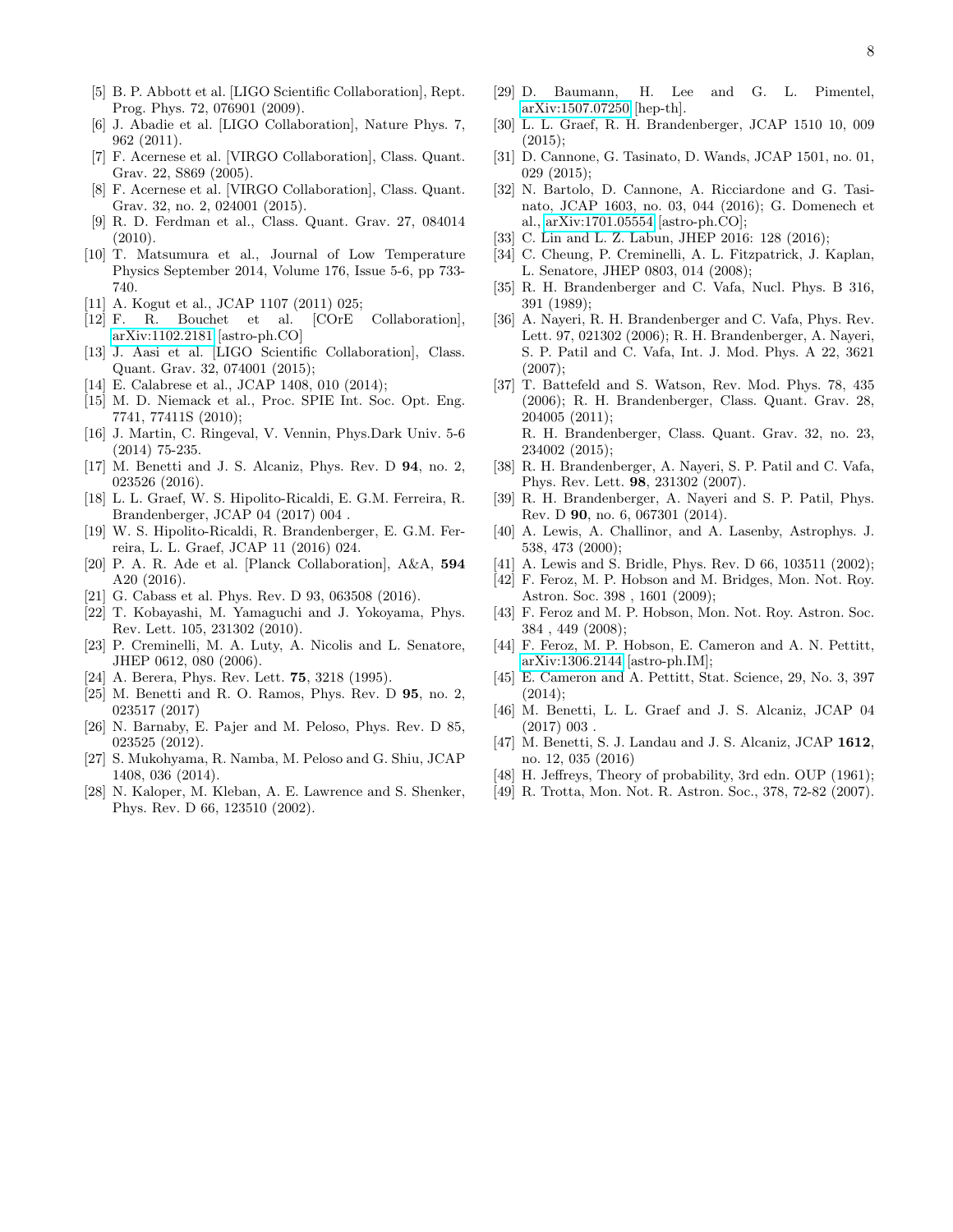[5] B. P. Abbott et al. [LIGO Scientific Collaboration], Rept. Prog. Phys. 72, 076901 (2009).

[6] J. Abadie et al. [LIGO Collaboration], Nature Phys. 7, 962 (2011).

[7] F. Acernese et al. [VIRGO Collaboration], Class. Quant. Grav. 22, S869 (2005).

[8] F. Acernese et al. [VIRGO Collaboration], Class. Quant. Grav. 32, no. 2, 024001 (2015).

[9] R. D. Ferdman et al., Class. Quant. Grav. 27, 084014 (2010).

[10] T. Matsumura et al., Journal of Low Temperature Physics September 2014, Volume 176, Issue 5-6, pp 733-740.

[11] A. Kogut et al., JCAP 1107 (2011) 025;

[12] F. R. Bouchet et al. [COrE Collaboration], arXiv:1102.2181 [astro-ph.CO]

[13] J. Aasi et al. [LIGO Scientific Collaboration], Class. Quant. Grav. 32, 074001 (2015);

[14] E. Calabrese et al., JCAP 1408, 010 (2014);

[15] M. D. Niemack et al., Proc. SPIE Int. Soc. Opt. Eng. 7741, 77411S (2010);

[16] J. Martin, C. Ringeval, V. Vennin, Phys.Dark Univ. 5-6 (2014) 75-235.

[17] M. Benetti and J. S. Alcaniz, Phys. Rev. D **94**, no. 2, 023526 (2016).

[18] L. L. Graef, W. S. Hipolito-Ricaldi, E. G.M. Ferreira, R. Brandenberger, JCAP 04 (2017) 004 .

[19] W. S. Hipolito-Ricaldi, R. Brandenberger, E. G.M. Ferreira, L. L. Graef, JCAP 11 (2016) 024.

[20] P. A. R. Ade et al. [Planck Collaboration], A&A, **594** A20 (2016).

[21] G. Cabass et al. Phys. Rev. D 93, 063508 (2016).

[22] T. Kobayashi, M. Yamaguchi and J. Yokoyama, Phys. Rev. Lett. 105, 231302 (2010).

[23] P. Creminelli, M. A. Luty, A. Nicolis and L. Senatore, JHEP 0612, 080 (2006).

[24] A. Berera, Phys. Rev. Lett. **75**, 3218 (1995).

[25] M. Benetti and R. O. Ramos, Phys. Rev. D **95**, no. 2, 023517 (2017)

[26] N. Barnaby, E. Pajer and M. Peloso, Phys. Rev. D 85, 023525 (2012).

[27] S. Mukohyama, R. Namba, M. Peloso and G. Shiu, JCAP 1408, 036 (2014).

[28] N. Kaloper, M. Kleban, A. E. Lawrence and S. Shenker, Phys. Rev. D 66, 123510 (2002).

[29] D. Baumann, H. Lee and G. L. Pimentel, arXiv:1507.07250 [hep-th].

[30] L. L. Graef, R. H. Brandenberger, JCAP 1510 10, 009 (2015);

[31] D. Cannone, G. Tasinato, D. Wands, JCAP 1501, no. 01, 029 (2015);

[32] N. Bartolo, D. Cannone, A. Ricciardone and G. Tasinato, JCAP 1603, no. 03, 044 (2016); G. Domenech et al., arXiv:1701.05554 [astro-ph.CO];

[33] C. Lin and L. Z. Labun, JHEP 2016: 128 (2016);

[34] C. Cheung, P. Creminelli, A. L. Fitzpatrick, J. Kaplan, L. Senatore, JHEP 0803, 014 (2008);

[35] R. H. Brandenberger and C. Vafa, Nucl. Phys. B 316, 391 (1989);

[36] A. Nayeri, R. H. Brandenberger and C. Vafa, Phys. Rev. Lett. 97, 021302 (2006); R. H. Brandenberger, A. Nayeri, S. P. Patil and C. Vafa, Int. J. Mod. Phys. A 22, 3621 (2007);

[37] T. Battefeld and S. Watson, Rev. Mod. Phys. 78, 435 (2006); R. H. Brandenberger, Class. Quant. Grav. 28, 204005 (2011);
R. H. Brandenberger, Class. Quant. Grav. 32, no. 23, 234002 (2015);

[38] R. H. Brandenberger, A. Nayeri, S. P. Patil and C. Vafa, Phys. Rev. Lett. **98**, 231302 (2007).

[39] R. H. Brandenberger, A. Nayeri and S. P. Patil, Phys. Rev. D **90**, no. 6, 067301 (2014).

[40] A. Lewis, A. Challinor, and A. Lasenby, Astrophys. J. 538, 473 (2000);

[41] A. Lewis and S. Bridle, Phys. Rev. D 66, 103511 (2002);

[42] F. Feroz, M. P. Hobson and M. Bridges, Mon. Not. Roy. Astron. Soc. 398 , 1601 (2009);

[43] F. Feroz and M. P. Hobson, Mon. Not. Roy. Astron. Soc. 384 , 449 (2008);

[44] F. Feroz, M. P. Hobson, E. Cameron and A. N. Pettitt, arXiv:1306.2144 [astro-ph.IM];

[45] E. Cameron and A. Pettitt, Stat. Science, 29, No. 3, 397 (2014);

[46] M. Benetti, L. L. Graef and J. S. Alcaniz, JCAP 04 (2017) 003 .

[47] M. Benetti, S. J. Landau and J. S. Alcaniz, JCAP **1612**, no. 12, 035 (2016)

[48] H. Jeffreys, Theory of probability, 3rd edn. OUP (1961);

[49] R. Trotta, Mon. Not. R. Astron. Soc., 378, 72-82 (2007).